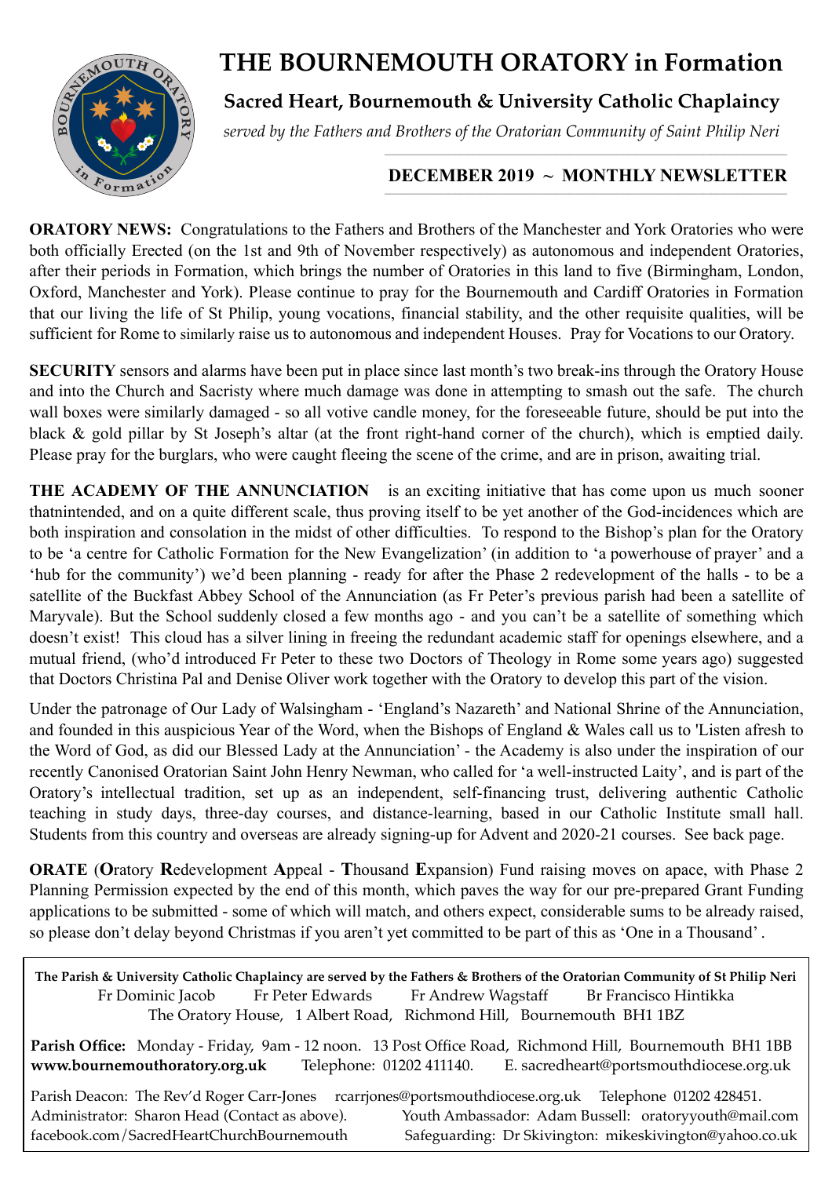# THE BOURNEMOUTH ORATORY in Formation

## Sacred Heart, Bournemouth & University Catholic Chaplaincy

*served by the Fathers and Brothers of the Oratorian Community of Saint Philip Neri*

### DECEMBER 2019 ~ MONTHLY NEWSLETTER

**ORATORY NEWS:** Congratulations to the Fathers and Brothers of the Manchester and York Oratories who were both officially Erected (on the 1st and 9th of November respectively) as autonomous and independent Oratories, after their periods in Formation, which brings the number of Oratories in this land to five (Birmingham, London, Oxford, Manchester and York). Please continue to pray for the Bournemouth and Cardiff Oratories in Formation that our living the life of St Philip, young vocations, financial stability, and the other requisite qualities, will be sufficient for Rome to similarly raise us to autonomous and independent Houses. Pray for Vocations to our Oratory.

**SECURITY** sensors and alarms have been put in place since last month's two break-ins through the Oratory House and into the Church and Sacristy where much damage was done in attempting to smash out the safe. The church wall boxes were similarly damaged - so all votive candle money, for the foreseeable future, should be put into the black & gold pillar by St Joseph's altar (at the front right-hand corner of the church), which is emptied daily. Please pray for the burglars, who were caught fleeing the scene of the crime, and are in prison, awaiting trial.

**THE ACADEMY OF THE ANNUNCIATION** is an exciting initiative that has come upon us much sooner thatnintended, and on a quite different scale, thus proving itself to be yet another of the God-incidences which are both inspiration and consolation in the midst of other difficulties. To respond to the Bishop's plan for the Oratory to be 'a centre for Catholic Formation for the New Evangelization' (in addition to 'a powerhouse of prayer' and a 'hub for the community') we'd been planning - ready for after the Phase 2 redevelopment of the halls - to be a satellite of the Buckfast Abbey School of the Annunciation (as Fr Peter's previous parish had been a satellite of Maryvale). But the School suddenly closed a few months ago - and you can't be a satellite of something which doesn't exist! This cloud has a silver lining in freeing the redundant academic staff for openings elsewhere, and a mutual friend, (who'd introduced Fr Peter to these two Doctors of Theology in Rome some years ago) suggested that Doctors Christina Pal and Denise Oliver work together with the Oratory to develop this part of the vision.

Under the patronage of Our Lady of Walsingham - 'England's Nazareth' and National Shrine of the Annunciation, and founded in this auspicious Year of the Word, when the Bishops of England & Wales call us to 'Listen afresh to the Word of God, as did our Blessed Lady at the Annunciation' - the Academy is also under the inspiration of our recently Canonised Oratorian Saint John Henry Newman, who called for 'a well-instructed Laity', and is part of the Oratory's intellectual tradition, set up as an independent, self-financing trust, delivering authentic Catholic teaching in study days, three-day courses, and distance-learning, based in our Catholic Institute small hall. Students from this country and overseas are already signing-up for Advent and 2020-21 courses. See back page.

**ORATE** (**O**ratory **R**edevelopment **A**ppeal - **T**housand **E**xpansion) Fund raising moves on apace, with Phase 2 Planning Permission expected by the end of this month, which paves the way for our pre-prepared Grant Funding applications to be submitted - some of which will match, and others expect, considerable sums to be already raised, so please don't delay beyond Christmas if you aren't yet committed to be part of this as 'One in a Thousand'.

---

**The Parish & University Catholic Chaplaincy are served by the Fathers & Brothers of the Oratorian Community of St Philip Neri**

Fr Dominic Jacob Fr Peter Edwards Fr Andrew Wagstaff Br Francisco Hintikka

The Oratory House, 1 Albert Road, Richmond Hill, Bournemouth BH1 1BZ

**Parish Office:** Monday - Friday, 9am - 12 noon. 13 Post Office Road, Richmond Hill, Bournemouth BH1 1BB

**www.bournemouthoratory.org.uk** Telephone: 01202 411140. E. sacredheart@portsmouthdiocese.org.uk

Parish Deacon: The Rev'd Roger Carr-Jones rcarrjones@portsmouthdiocese.org.uk Telephone 01202 428451.

Administrator: Sharon Head (Contact as above). Youth Ambassador: Adam Bussell: oratoryyouth@mail.com

facebook.com/SacredHeartChurchBournemouth Safeguarding: Dr Skivington: mikeskivington@yahoo.co.uk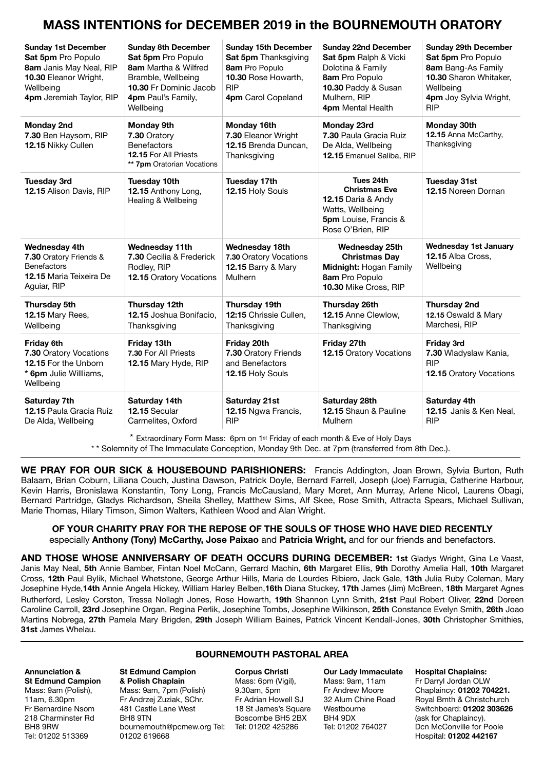# MASS INTENTIONS for DECEMBER 2019 in the BOURNEMOUTH ORATORY

| | | | | |
|---|---|---|---|---|
| **Sunday 1st December**<br>**Sat 5pm** Pro Populo<br>**8am** Janis May Neal, RIP<br>**10.30** Eleanor Wright, Wellbeing<br>**4pm** Jeremiah Taylor, RIP | **Sunday 8th December**<br>**Sat 5pm** Pro Populo<br>**8am** Martha & Wilfred Bramble, Wellbeing<br>**10.30** Fr Dominic Jacob<br>**4pm** Paul's Family, Wellbeing | **Sunday 15th December**<br>**Sat 5pm** Thanksgiving<br>**8am** Pro Populo<br>**10.30** Rose Howarth, RIP<br>**4pm** Carol Copeland | **Sunday 22nd December**<br>**Sat 5pm** Ralph & Vicki Dolotina & Family<br>**8am** Pro Populo<br>**10.30** Paddy & Susan Mulhern, RIP<br>**4pm** Mental Health | **Sunday 29th December**<br>**Sat 5pm** Pro Populo<br>**8am** Bang-As Family<br>**10.30** Sharon Whitaker, Wellbeing<br>**4pm** Joy Sylvia Wright, RIP |
| **Monday 2nd**<br>**7.30** Ben Haysom, RIP<br>**12.15** Nikky Cullen | **Monday 9th**<br>**7.30** Oratory Benefactors<br>**12.15** For All Priests<br>**\*\* 7pm** Oratorian Vocations | **Monday 16th**<br>**7.30** Eleanor Wright<br>**12.15** Brenda Duncan, Thanksgiving | **Monday 23rd**<br>**7.30** Paula Gracia Ruiz De Alda, Wellbeing<br>**12.15** Emanuel Saliba, RIP | **Monday 30th**<br>**12.15** Anna McCarthy, Thanksgiving |
| **Tuesday 3rd**<br>**12.15** Alison Davis, RIP | **Tuesday 10th**<br>**12.15** Anthony Long, Healing & Wellbeing | **Tuesday 17th**<br>**12.15** Holy Souls | **Tues 24th**<br>**Christmas Eve**<br>**12.15** Daria & Andy Watts, Wellbeing<br>**5pm** Louise, Francis & Rose O'Brien, RIP | **Tuesday 31st**<br>**12.15** Noreen Dornan |
| **Wednesday 4th**<br>**7.30** Oratory Friends & Benefactors<br>**12.15** Maria Teixeira De Aguiar, RIP | **Wednesday 11th**<br>**7.30** Cecilia & Frederick Rodley, RIP<br>**12.15** Oratory Vocations | **Wednesday 18th**<br>**7.30** Oratory Vocations<br>**12.15** Barry & Mary Mulhern | **Wednesday 25th**<br>**Christmas Day**<br>**Midnight:** Hogan Family<br>**8am** Pro Populo<br>**10.30** Mike Cross, RIP | **Wednesday 1st January**<br>**12.15** Alba Cross, Wellbeing |
| **Thursday 5th**<br>**12.15** Mary Rees, Wellbeing | **Thursday 12th**<br>**12.15** Joshua Bonifacio, Thanksgiving | **Thursday 19th**<br>**12:15** Chrissie Cullen, Thanksgiving | **Thursday 26th**<br>**12.15** Anne Clewlow, Thanksgiving | **Thursday 2nd**<br>**12.15** Oswald & Mary Marchesi, RIP |
| **Friday 6th**<br>**7.30** Oratory Vocations<br>**12.15** For the Unborn<br>**\* 6pm** Julie Willliams, Wellbeing | **Friday 13th**<br>**7.30** For All Priests<br>**12.15** Mary Hyde, RIP | **Friday 20th**<br>**7.30** Oratory Friends and Benefactors<br>**12.15** Holy Souls | **Friday 27th**<br>**12.15** Oratory Vocations | **Friday 3rd**<br>**7.30** Wladyslaw Kania, RIP<br>**12.15** Oratory Vocations |
| **Saturday 7th**<br>**12.15** Paula Gracia Ruiz De Alda, Wellbeing | **Saturday 14th**<br>**12.15** Secular Carmelites, Oxford | **Saturday 21st**<br>**12.15** Ngwa Francis, RIP | **Saturday 28th**<br>**12.15** Shaun & Pauline Mulhern | **Saturday 4th**<br>**12.15** Janis & Ken Neal, RIP |

\* Extraordinary Form Mass: 6pm on 1st Friday of each month & Eve of Holy Days

\* \* Solemnity of The Immaculate Conception, Monday 9th Dec. at 7pm (transferred from 8th Dec.).

**WE PRAY FOR OUR SICK & HOUSEBOUND PARISHIONERS:** Francis Addington, Joan Brown, Sylvia Burton, Ruth Balaam, Brian Coburn, Liliana Couch, Justina Dawson, Patrick Doyle, Bernard Farrell, Joseph (Joe) Farrugia, Catherine Harbour, Kevin Harris, Bronislawa Konstantin, Tony Long, Francis McCausland, Mary Moret, Ann Murray, Arlene Nicol, Laurens Obagi, Bernard Partridge, Gladys Richardson, Sheila Shelley, Matthew Sims, Alf Skee, Rose Smith, Attracta Spears, Michael Sullivan, Marie Thomas, Hilary Timson, Simon Walters, Kathleen Wood and Alan Wright.

**OF YOUR CHARITY PRAY FOR THE REPOSE OF THE SOULS OF THOSE WHO HAVE DIED RECENTLY** especially **Anthony (Tony) McCarthy, Jose Paixao** and **Patricia Wright,** and for our friends and benefactors.

**AND THOSE WHOSE ANNIVERSARY OF DEATH OCCURS DURING DECEMBER: 1st** Gladys Wright, Gina Le Vaast, Janis May Neal, **5th** Annie Bamber, Fintan Noel McCann, Gerrard Machin, **6th** Margaret Ellis, **9th** Dorothy Amelia Hall, **10th** Margaret Cross, **12th** Paul Bylik, Michael Whetstone, George Arthur Hills, Maria de Lourdes Ribiero, Jack Gale, **13th** Julia Ruby Coleman, Mary Josephine Hyde,**14th** Annie Angela Hickey, William Harley Belben,**16th** Diana Stuckey, **17th** James (Jim) McBreen, **18th** Margaret Agnes Rutherford, Lesley Corston, Tressa Nollagh Jones, Rose Howarth, **19th** Shannon Lynn Smith, **21st** Paul Robert Oliver, **22nd** Doreen Caroline Carroll, **23rd** Josephine Organ, Regina Perlik, Josephine Tombs, Josephine Wilkinson, **25th** Constance Evelyn Smith, **26th** Joao Martins Nobrega, **27th** Pamela Mary Brigden, **29th** Joseph William Baines, Patrick Vincent Kendall-Jones, **30th** Christopher Smithies, **31st** James Whelau.

## BOURNEMOUTH PASTORAL AREA

**Annunciation & St Edmund Campion**
Mass: 9am (Polish), 11am, 6.30pm
Fr Bernardine Nsom
218 Charminster Rd
BH8 9RW
Tel: 01202 513369

**St Edmund Campion & Polish Chaplain**
Mass: 9am, 7pm (Polish)
Fr Andrzej Zuziak, SChr.
481 Castle Lane West
BH8 9TN
bournemouth@pcmew.org Tel: 01202 619668

**Corpus Christi**
Mass: 6pm (Vigil), 9.30am, 5pm
Fr Adrian Howell SJ
18 St James's Square
Boscombe BH5 2BX
Tel: 01202 425286

**Our Lady Immaculate**
Mass: 9am, 11am
Fr Andrew Moore
32 Alum Chine Road
Westbourne
BH4 9DX
Tel: 01202 764027

**Hospital Chaplains:**
Fr Darryl Jordan OLW
Chaplaincy: **01202 704221.**
Royal Bmth & Christchurch Switchboard: **01202 303626** (ask for Chaplaincy).
Dcn McConville for Poole Hospital: **01202 442167**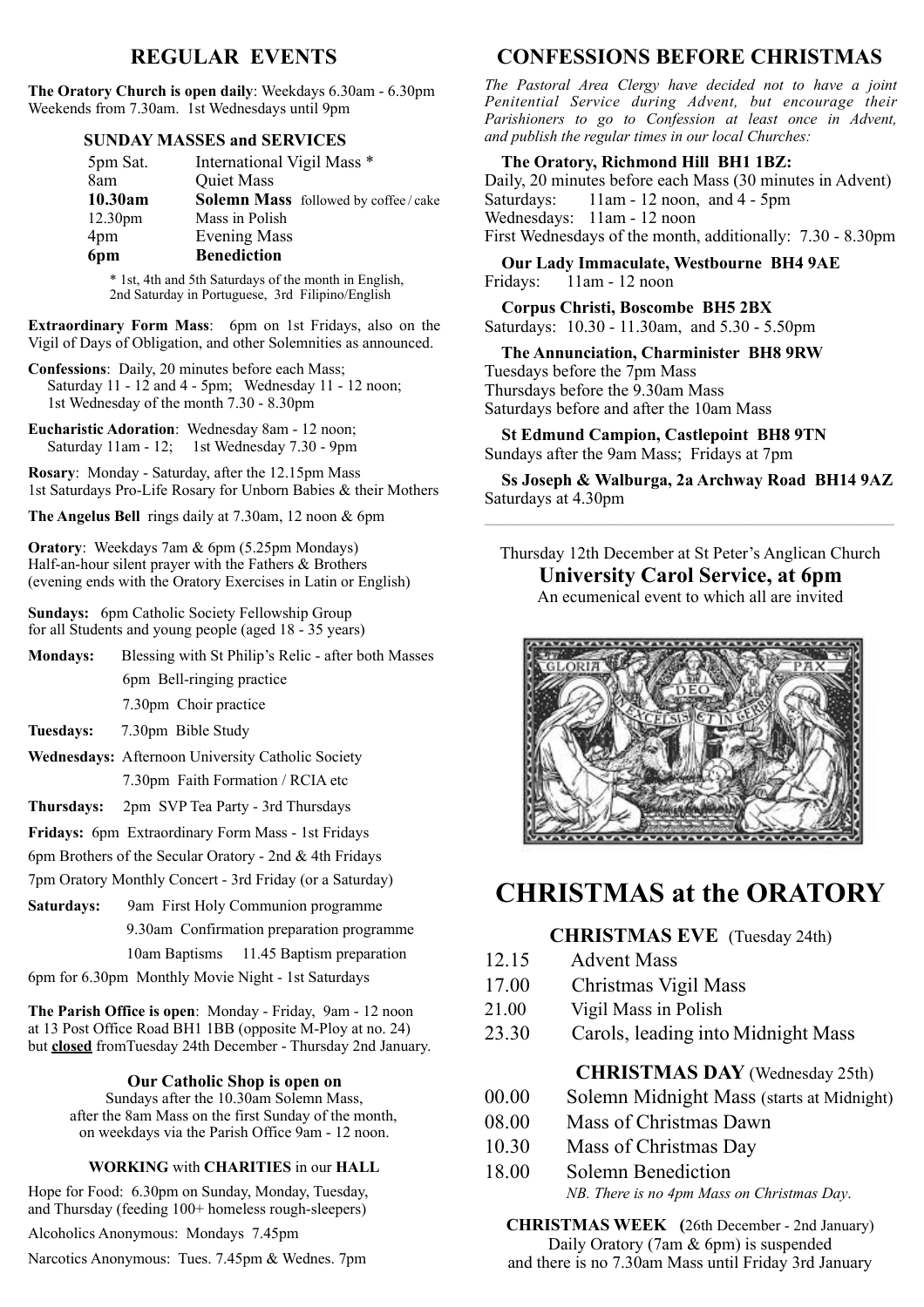## REGULAR EVENTS

**The Oratory Church is open daily**: Weekdays 6.30am - 6.30pm Weekends from 7.30am. 1st Wednesdays until 9pm

### SUNDAY MASSES and SERVICES

| | |
|---|---|
| 5pm Sat. | International Vigil Mass * |
| 8am | Quiet Mass |
| **10.30am** | **Solemn Mass** followed by coffee / cake |
| 12.30pm | Mass in Polish |
| 4pm | Evening Mass |
| **6pm** | **Benediction** |

\* 1st, 4th and 5th Saturdays of the month in English, 2nd Saturday in Portuguese, 3rd Filipino/English

**Extraordinary Form Mass**: 6pm on 1st Fridays, also on the Vigil of Days of Obligation, and other Solemnities as announced.

**Confessions**: Daily, 20 minutes before each Mass; Saturday 11 - 12 and 4 - 5pm; Wednesday 11 - 12 noon; 1st Wednesday of the month 7.30 - 8.30pm

**Eucharistic Adoration**: Wednesday 8am - 12 noon; Saturday 11am - 12; 1st Wednesday 7.30 - 9pm

**Rosary**: Monday - Saturday, after the 12.15pm Mass
1st Saturdays Pro-Life Rosary for Unborn Babies & their Mothers

**The Angelus Bell** rings daily at 7.30am, 12 noon & 6pm

**Oratory**: Weekdays 7am & 6pm (5.25pm Mondays)
Half-an-hour silent prayer with the Fathers & Brothers (evening ends with the Oratory Exercises in Latin or English)

**Sundays:** 6pm Catholic Society Fellowship Group for all Students and young people (aged 18 - 35 years)

**Mondays:** Blessing with St Philip's Relic - after both Masses
6pm Bell-ringing practice
7.30pm Choir practice

**Tuesdays:** 7.30pm Bible Study

**Wednesdays:** Afternoon University Catholic Society
7.30pm Faith Formation / RCIA etc

**Thursdays:** 2pm SVP Tea Party - 3rd Thursdays

**Fridays:** 6pm Extraordinary Form Mass - 1st Fridays
6pm Brothers of the Secular Oratory - 2nd & 4th Fridays
7pm Oratory Monthly Concert - 3rd Friday (or a Saturday)

**Saturdays:** 9am First Holy Communion programme
9.30am Confirmation preparation programme
10am Baptisms 11.45 Baptism preparation
6pm for 6.30pm Monthly Movie Night - 1st Saturdays

**The Parish Office is open**: Monday - Friday, 9am - 12 noon at 13 Post Office Road BH1 1BB (opposite M-Ploy at no. 24) but **closed** fromTuesday 24th December - Thursday 2nd January.

**Our Catholic Shop is open on**
Sundays after the 10.30am Solemn Mass,
after the 8am Mass on the first Sunday of the month,
on weekdays via the Parish Office 9am - 12 noon.

**WORKING** with **CHARITIES** in our **HALL**

Hope for Food: 6.30pm on Sunday, Monday, Tuesday, and Thursday (feeding 100+ homeless rough-sleepers)

Alcoholics Anonymous: Mondays 7.45pm

Narcotics Anonymous: Tues. 7.45pm & Wednes. 7pm

## CONFESSIONS BEFORE CHRISTMAS

*The Pastoral Area Clergy have decided not to have a joint Penitential Service during Advent, but encourage their Parishioners to go to Confession at least once in Advent, and publish the regular times in our local Churches:*

**The Oratory, Richmond Hill BH1 1BZ:**
Daily, 20 minutes before each Mass (30 minutes in Advent)
Saturdays: 11am - 12 noon, and 4 - 5pm
Wednesdays: 11am - 12 noon
First Wednesdays of the month, additionally: 7.30 - 8.30pm

**Our Lady Immaculate, Westbourne BH4 9AE**
Fridays: 11am - 12 noon

**Corpus Christi, Boscombe BH5 2BX**
Saturdays: 10.30 - 11.30am, and 5.30 - 5.50pm

**The Annunciation, Charminister BH8 9RW**
Tuesdays before the 7pm Mass
Thursdays before the 9.30am Mass
Saturdays before and after the 10am Mass

**St Edmund Campion, Castlepoint BH8 9TN**
Sundays after the 9am Mass; Fridays at 7pm

**Ss Joseph & Walburga, 2a Archway Road BH14 9AZ**
Saturdays at 4.30pm

---

Thursday 12th December at St Peter's Anglican Church

**University Carol Service, at 6pm**

An ecumenical event to which all are invited

# CHRISTMAS at the ORATORY

**CHRISTMAS EVE** (Tuesday 24th)

| | |
|---|---|
| 12.15 | Advent Mass |
| 17.00 | Christmas Vigil Mass |
| 21.00 | Vigil Mass in Polish |
| 23.30 | Carols, leading into Midnight Mass |

**CHRISTMAS DAY** (Wednesday 25th)

| | |
|---|---|
| 00.00 | Solemn Midnight Mass (starts at Midnight) |
| 08.00 | Mass of Christmas Dawn |
| 10.30 | Mass of Christmas Day |
| 18.00 | Solemn Benediction |

*NB. There is no 4pm Mass on Christmas Day.*

**CHRISTMAS WEEK (**26th December - 2nd January)
Daily Oratory (7am & 6pm) is suspended
and there is no 7.30am Mass until Friday 3rd January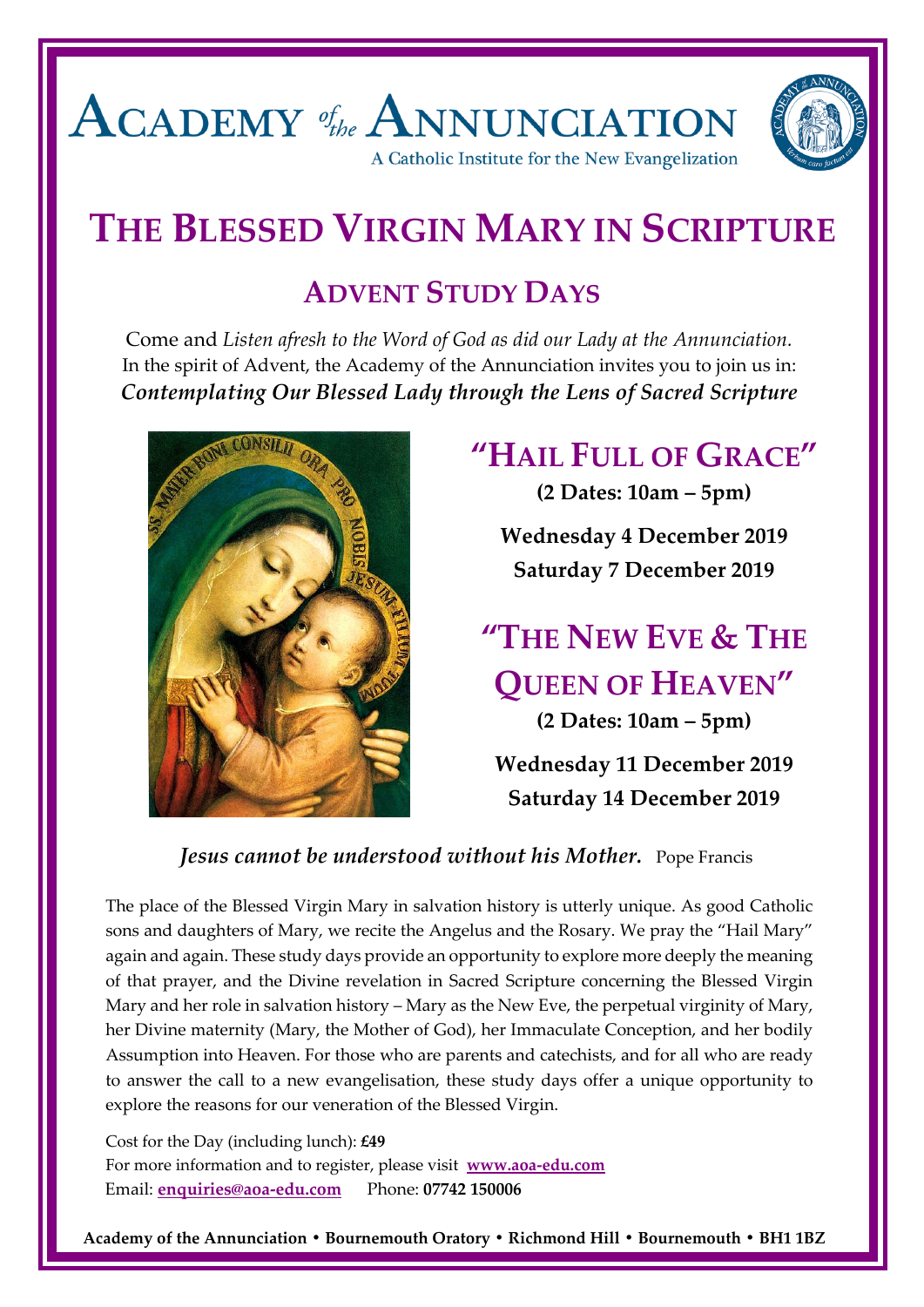# ACADEMY *of the* ANNUNCIATION

A Catholic Institute for the New Evangelization

# THE BLESSED VIRGIN MARY IN SCRIPTURE

## ADVENT STUDY DAYS

Come and *Listen afresh to the Word of God as did our Lady at the Annunciation.*
In the spirit of Advent, the Academy of the Annunciation invites you to join us in:
***Contemplating Our Blessed Lady through the Lens of Sacred Scripture***

## "HAIL FULL OF GRACE"

**(2 Dates: 10am – 5pm)**

**Wednesday 4 December 2019**
**Saturday 7 December 2019**

## "THE NEW EVE & THE QUEEN OF HEAVEN"

**(2 Dates: 10am – 5pm)**

**Wednesday 11 December 2019**
**Saturday 14 December 2019**

***Jesus cannot be understood without his Mother.*** Pope Francis

The place of the Blessed Virgin Mary in salvation history is utterly unique. As good Catholic sons and daughters of Mary, we recite the Angelus and the Rosary. We pray the "Hail Mary" again and again. These study days provide an opportunity to explore more deeply the meaning of that prayer, and the Divine revelation in Sacred Scripture concerning the Blessed Virgin Mary and her role in salvation history – Mary as the New Eve, the perpetual virginity of Mary, her Divine maternity (Mary, the Mother of God), her Immaculate Conception, and her bodily Assumption into Heaven. For those who are parents and catechists, and for all who are ready to answer the call to a new evangelisation, these study days offer a unique opportunity to explore the reasons for our veneration of the Blessed Virgin.

Cost for the Day (including lunch): **£49**
For more information and to register, please visit **www.aoa-edu.com**
Email: **enquiries@aoa-edu.com** Phone: **07742 150006**

**Academy of the Annunciation • Bournemouth Oratory • Richmond Hill • Bournemouth • BH1 1BZ**